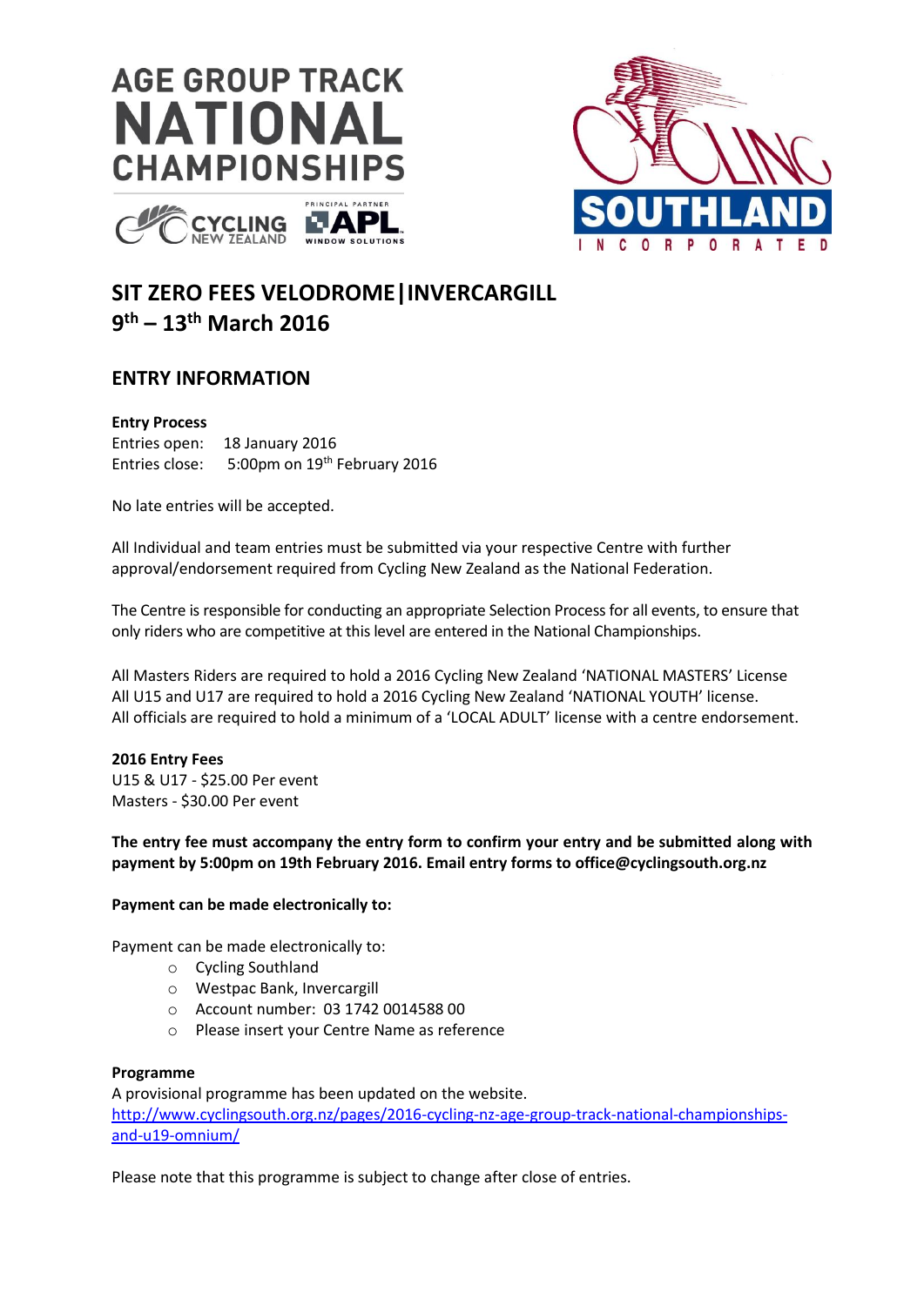# AGE GROUP TRACK NATIONAL CHAMPIONSHIPS

CYCLING NEW ZEALAND

PRINCIPAL PARTNER APL WINDOW SOLUTIONS

CYCLING SOUTHLAND INCORPORATED

## SIT ZERO FEES VELODROME|INVERCARGILL
## 9th – 13th March 2016

## ENTRY INFORMATION

**Entry Process**
Entries open: 18 January 2016
Entries close: 5:00pm on 19th February 2016

No late entries will be accepted.

All Individual and team entries must be submitted via your respective Centre with further approval/endorsement required from Cycling New Zealand as the National Federation.

The Centre is responsible for conducting an appropriate Selection Process for all events, to ensure that only riders who are competitive at this level are entered in the National Championships.

All Masters Riders are required to hold a 2016 Cycling New Zealand 'NATIONAL MASTERS' License
All U15 and U17 are required to hold a 2016 Cycling New Zealand 'NATIONAL YOUTH' license.
All officials are required to hold a minimum of a 'LOCAL ADULT' license with a centre endorsement.

**2016 Entry Fees**
U15 & U17 - $25.00 Per event
Masters - $30.00 Per event

**The entry fee must accompany the entry form to confirm your entry and be submitted along with payment by 5:00pm on 19th February 2016. Email entry forms to office@cyclingsouth.org.nz**

**Payment can be made electronically to:**

Payment can be made electronically to:

- Cycling Southland
- Westpac Bank, Invercargill
- Account number: 03 1742 0014588 00
- Please insert your Centre Name as reference

**Programme**
A provisional programme has been updated on the website.
http://www.cyclingsouth.org.nz/pages/2016-cycling-nz-age-group-track-national-championships-and-u19-omnium/

Please note that this programme is subject to change after close of entries.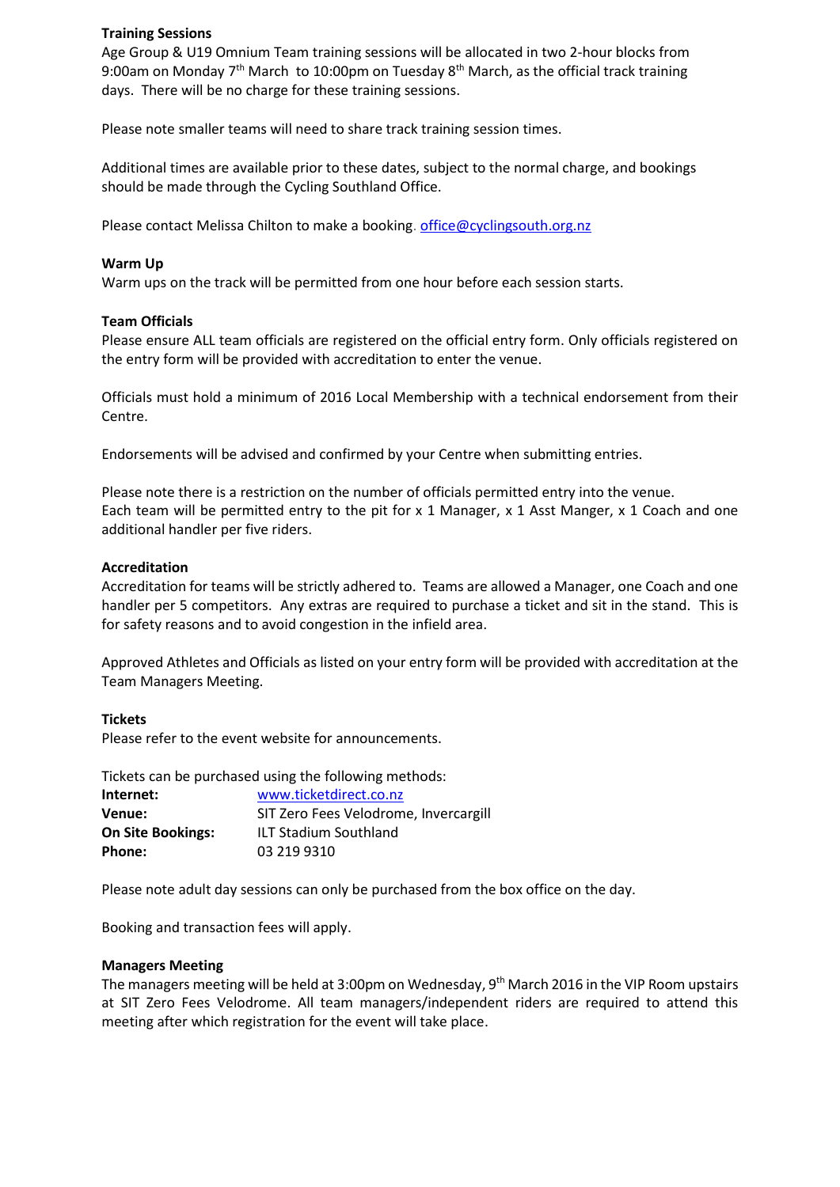**Training Sessions**

Age Group & U19 Omnium Team training sessions will be allocated in two 2-hour blocks from 9:00am on Monday 7th March to 10:00pm on Tuesday 8th March, as the official track training days. There will be no charge for these training sessions.

Please note smaller teams will need to share track training session times.

Additional times are available prior to these dates, subject to the normal charge, and bookings should be made through the Cycling Southland Office.

Please contact Melissa Chilton to make a booking. office@cyclingsouth.org.nz

**Warm Up**

Warm ups on the track will be permitted from one hour before each session starts.

**Team Officials**

Please ensure ALL team officials are registered on the official entry form. Only officials registered on the entry form will be provided with accreditation to enter the venue.

Officials must hold a minimum of 2016 Local Membership with a technical endorsement from their Centre.

Endorsements will be advised and confirmed by your Centre when submitting entries.

Please note there is a restriction on the number of officials permitted entry into the venue.
Each team will be permitted entry to the pit for x 1 Manager, x 1 Asst Manger, x 1 Coach and one additional handler per five riders.

**Accreditation**

Accreditation for teams will be strictly adhered to. Teams are allowed a Manager, one Coach and one handler per 5 competitors. Any extras are required to purchase a ticket and sit in the stand. This is for safety reasons and to avoid congestion in the infield area.

Approved Athletes and Officials as listed on your entry form will be provided with accreditation at the Team Managers Meeting.

**Tickets**

Please refer to the event website for announcements.

Tickets can be purchased using the following methods:

| | |
|---|---|
| **Internet:** | www.ticketdirect.co.nz |
| **Venue:** | SIT Zero Fees Velodrome, Invercargill |
| **On Site Bookings:** | ILT Stadium Southland |
| **Phone:** | 03 219 9310 |

Please note adult day sessions can only be purchased from the box office on the day.

Booking and transaction fees will apply.

**Managers Meeting**

The managers meeting will be held at 3:00pm on Wednesday, 9th March 2016 in the VIP Room upstairs at SIT Zero Fees Velodrome. All team managers/independent riders are required to attend this meeting after which registration for the event will take place.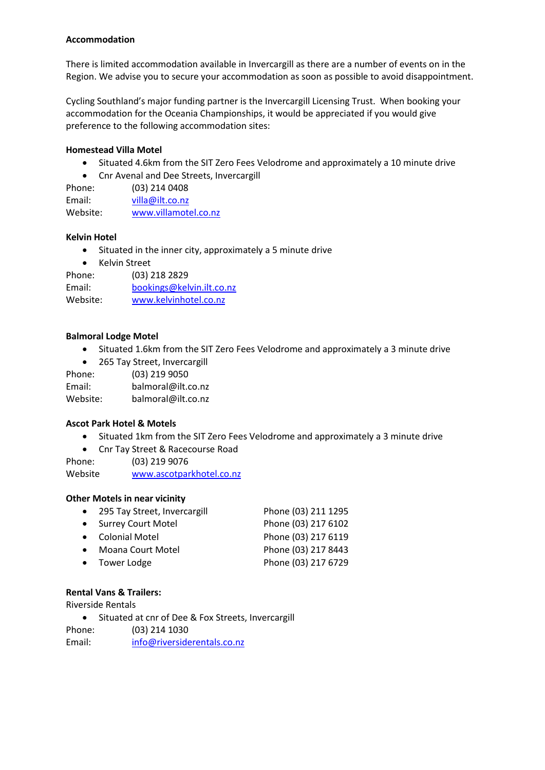**Accommodation**

There is limited accommodation available in Invercargill as there are a number of events on in the Region. We advise you to secure your accommodation as soon as possible to avoid disappointment.

Cycling Southland's major funding partner is the Invercargill Licensing Trust. When booking your accommodation for the Oceania Championships, it would be appreciated if you would give preference to the following accommodation sites:

**Homestead Villa Motel**

- Situated 4.6km from the SIT Zero Fees Velodrome and approximately a 10 minute drive
- Cnr Avenal and Dee Streets, Invercargill

Phone: (03) 214 0408
Email: villa@ilt.co.nz
Website: www.villamotel.co.nz

**Kelvin Hotel**

- Situated in the inner city, approximately a 5 minute drive
- Kelvin Street

Phone: (03) 218 2829
Email: bookings@kelvin.ilt.co.nz
Website: www.kelvinhotel.co.nz

**Balmoral Lodge Motel**

- Situated 1.6km from the SIT Zero Fees Velodrome and approximately a 3 minute drive
- 265 Tay Street, Invercargill

Phone: (03) 219 9050
Email: balmoral@ilt.co.nz
Website: balmoral@ilt.co.nz

**Ascot Park Hotel & Motels**

- Situated 1km from the SIT Zero Fees Velodrome and approximately a 3 minute drive
- Cnr Tay Street & Racecourse Road

Phone: (03) 219 9076
Website www.ascotparkhotel.co.nz

**Other Motels in near vicinity**

- 295 Tay Street, Invercargill — Phone (03) 211 1295
- Surrey Court Motel — Phone (03) 217 6102
- Colonial Motel — Phone (03) 217 6119
- Moana Court Motel — Phone (03) 217 8443
- Tower Lodge — Phone (03) 217 6729

**Rental Vans & Trailers:**
Riverside Rentals

- Situated at cnr of Dee & Fox Streets, Invercargill

Phone: (03) 214 1030
Email: info@riversiderentals.co.nz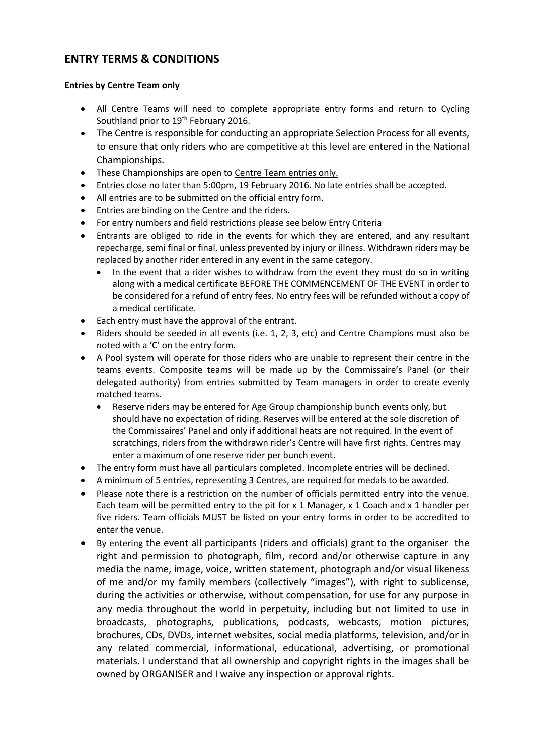## ENTRY TERMS & CONDITIONS

**Entries by Centre Team only**

- All Centre Teams will need to complete appropriate entry forms and return to Cycling Southland prior to 19th February 2016.
- The Centre is responsible for conducting an appropriate Selection Process for all events, to ensure that only riders who are competitive at this level are entered in the National Championships.
- These Championships are open to Centre Team entries only.
- Entries close no later than 5:00pm, 19 February 2016. No late entries shall be accepted.
- All entries are to be submitted on the official entry form.
- Entries are binding on the Centre and the riders.
- For entry numbers and field restrictions please see below Entry Criteria
- Entrants are obliged to ride in the events for which they are entered, and any resultant repecharge, semi final or final, unless prevented by injury or illness. Withdrawn riders may be replaced by another rider entered in any event in the same category.
  - In the event that a rider wishes to withdraw from the event they must do so in writing along with a medical certificate BEFORE THE COMMENCEMENT OF THE EVENT in order to be considered for a refund of entry fees. No entry fees will be refunded without a copy of a medical certificate.
- Each entry must have the approval of the entrant.
- Riders should be seeded in all events (i.e. 1, 2, 3, etc) and Centre Champions must also be noted with a 'C' on the entry form.
- A Pool system will operate for those riders who are unable to represent their centre in the teams events. Composite teams will be made up by the Commissaire's Panel (or their delegated authority) from entries submitted by Team managers in order to create evenly matched teams.
  - Reserve riders may be entered for Age Group championship bunch events only, but should have no expectation of riding. Reserves will be entered at the sole discretion of the Commissaires' Panel and only if additional heats are not required. In the event of scratchings, riders from the withdrawn rider's Centre will have first rights. Centres may enter a maximum of one reserve rider per bunch event.
- The entry form must have all particulars completed. Incomplete entries will be declined.
- A minimum of 5 entries, representing 3 Centres, are required for medals to be awarded.
- Please note there is a restriction on the number of officials permitted entry into the venue. Each team will be permitted entry to the pit for x 1 Manager, x 1 Coach and x 1 handler per five riders. Team officials MUST be listed on your entry forms in order to be accredited to enter the venue.
- By entering the event all participants (riders and officials) grant to the organiser the right and permission to photograph, film, record and/or otherwise capture in any media the name, image, voice, written statement, photograph and/or visual likeness of me and/or my family members (collectively "images"), with right to sublicense, during the activities or otherwise, without compensation, for use for any purpose in any media throughout the world in perpetuity, including but not limited to use in broadcasts, photographs, publications, podcasts, webcasts, motion pictures, brochures, CDs, DVDs, internet websites, social media platforms, television, and/or in any related commercial, informational, educational, advertising, or promotional materials. I understand that all ownership and copyright rights in the images shall be owned by ORGANISER and I waive any inspection or approval rights.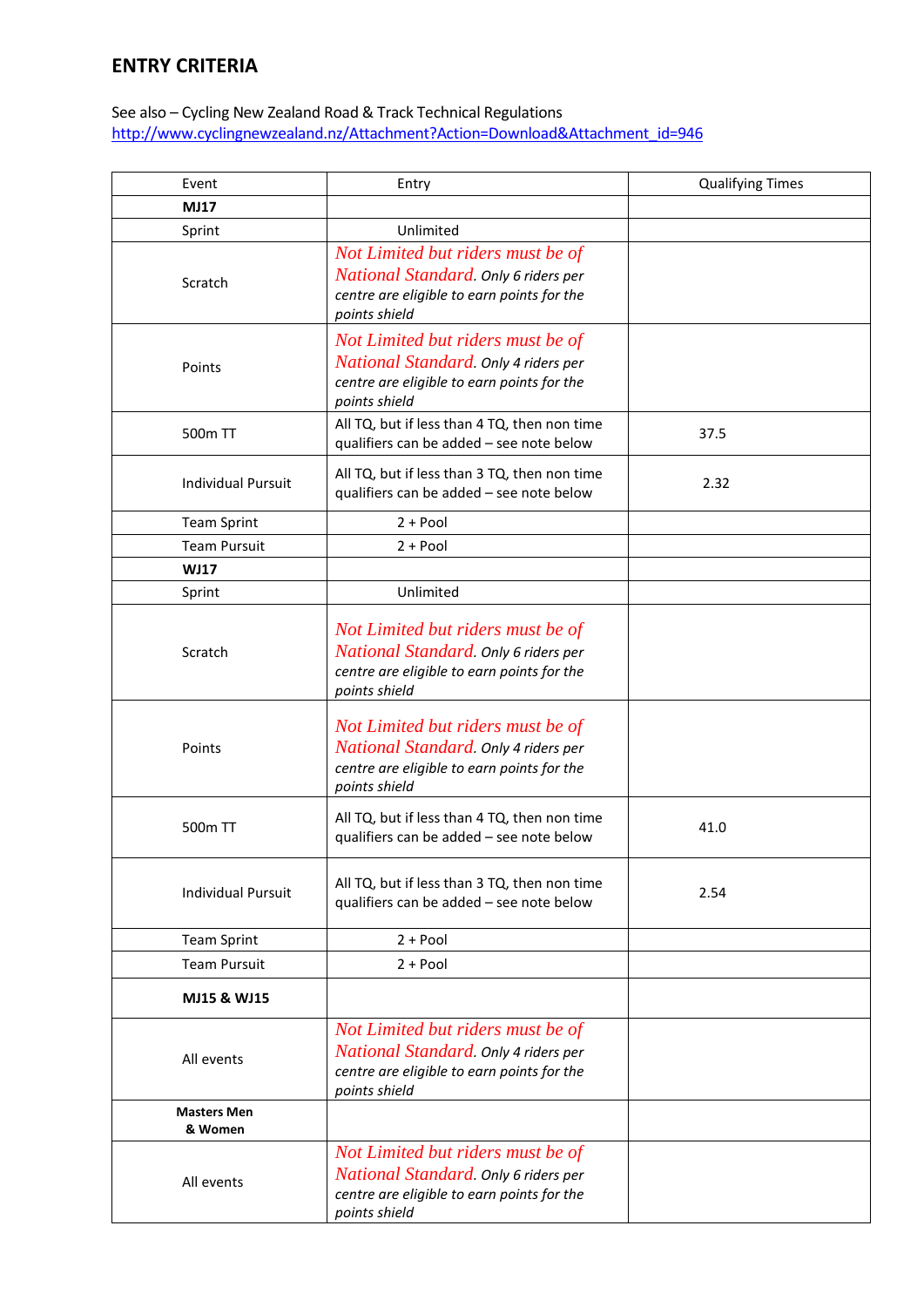## ENTRY CRITERIA

See also – Cycling New Zealand Road & Track Technical Regulations
http://www.cyclingnewzealand.nz/Attachment?Action=Download&Attachment_id=946

| Event | Entry | Qualifying Times |
|---|---|---|
| **MJ17** | | |
| Sprint | Unlimited | |
| Scratch | Not Limited but riders must be of National Standard. *Only 6 riders per centre are eligible to earn points for the points shield* | |
| Points | Not Limited but riders must be of National Standard. *Only 4 riders per centre are eligible to earn points for the points shield* | |
| 500m TT | All TQ, but if less than 4 TQ, then non time qualifiers can be added – see note below | 37.5 |
| Individual Pursuit | All TQ, but if less than 3 TQ, then non time qualifiers can be added – see note below | 2.32 |
| Team Sprint | 2 + Pool | |
| Team Pursuit | 2 + Pool | |
| **WJ17** | | |
| Sprint | Unlimited | |
| Scratch | Not Limited but riders must be of National Standard. *Only 6 riders per centre are eligible to earn points for the points shield* | |
| Points | Not Limited but riders must be of National Standard. *Only 4 riders per centre are eligible to earn points for the points shield* | |
| 500m TT | All TQ, but if less than 4 TQ, then non time qualifiers can be added – see note below | 41.0 |
| Individual Pursuit | All TQ, but if less than 3 TQ, then non time qualifiers can be added – see note below | 2.54 |
| Team Sprint | 2 + Pool | |
| Team Pursuit | 2 + Pool | |
| **MJ15 & WJ15** | | |
| All events | Not Limited but riders must be of National Standard. *Only 4 riders per centre are eligible to earn points for the points shield* | |
| **Masters Men & Women** | | |
| All events | Not Limited but riders must be of National Standard. *Only 6 riders per centre are eligible to earn points for the points shield* | |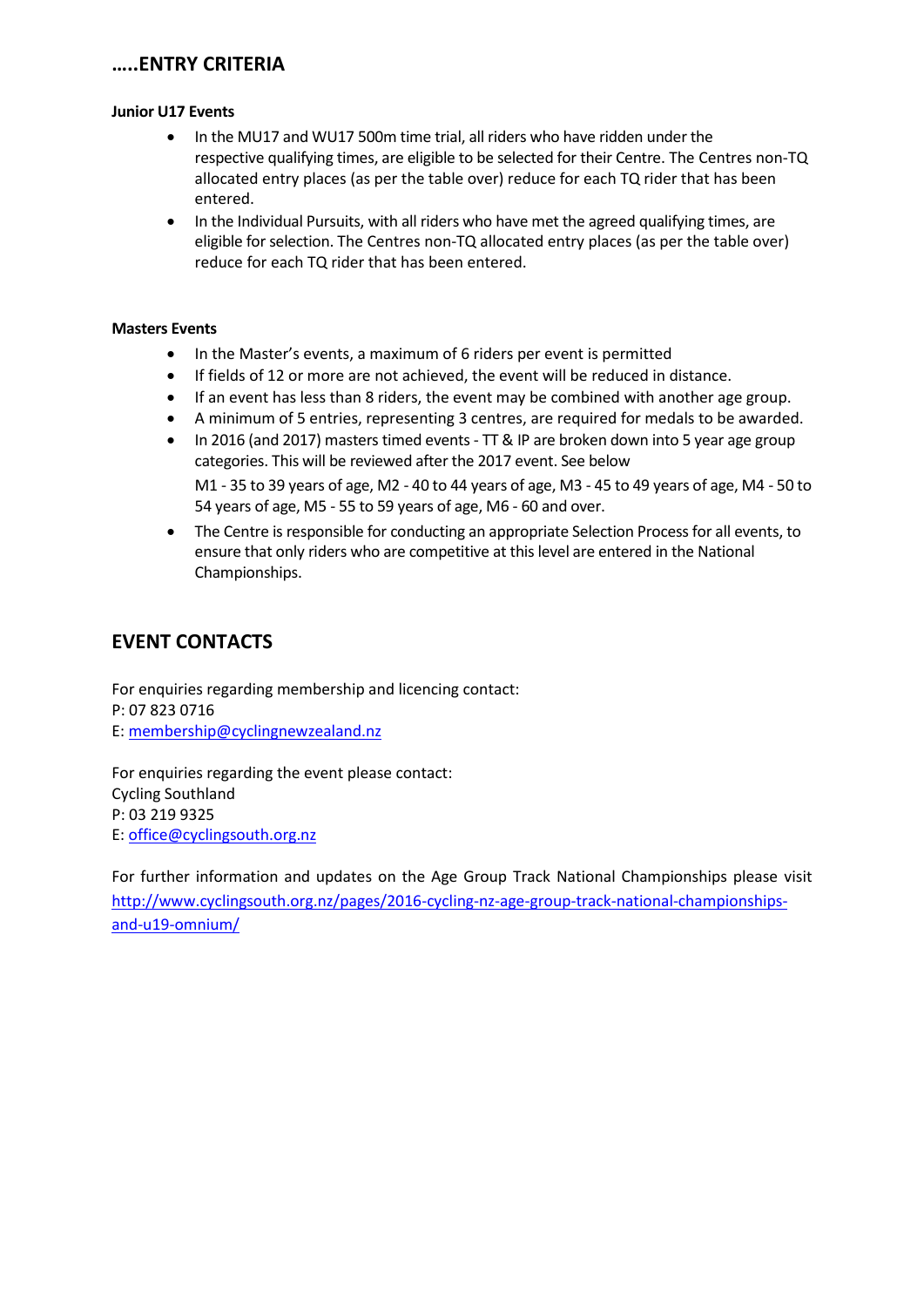## .....ENTRY CRITERIA

**Junior U17 Events**

- In the MU17 and WU17 500m time trial, all riders who have ridden under the respective qualifying times, are eligible to be selected for their Centre. The Centres non-TQ allocated entry places (as per the table over) reduce for each TQ rider that has been entered.
- In the Individual Pursuits, with all riders who have met the agreed qualifying times, are eligible for selection. The Centres non-TQ allocated entry places (as per the table over) reduce for each TQ rider that has been entered.

**Masters Events**

- In the Master's events, a maximum of 6 riders per event is permitted
- If fields of 12 or more are not achieved, the event will be reduced in distance.
- If an event has less than 8 riders, the event may be combined with another age group.
- A minimum of 5 entries, representing 3 centres, are required for medals to be awarded.
- In 2016 (and 2017) masters timed events - TT & IP are broken down into 5 year age group categories. This will be reviewed after the 2017 event. See below

  M1 - 35 to 39 years of age, M2 - 40 to 44 years of age, M3 - 45 to 49 years of age, M4 - 50 to 54 years of age, M5 - 55 to 59 years of age, M6 - 60 and over.
- The Centre is responsible for conducting an appropriate Selection Process for all events, to ensure that only riders who are competitive at this level are entered in the National Championships.

## EVENT CONTACTS

For enquiries regarding membership and licencing contact:
P: 07 823 0716
E: membership@cyclingnewzealand.nz

For enquiries regarding the event please contact:
Cycling Southland
P: 03 219 9325
E: office@cyclingsouth.org.nz

For further information and updates on the Age Group Track National Championships please visit http://www.cyclingsouth.org.nz/pages/2016-cycling-nz-age-group-track-national-championships-and-u19-omnium/